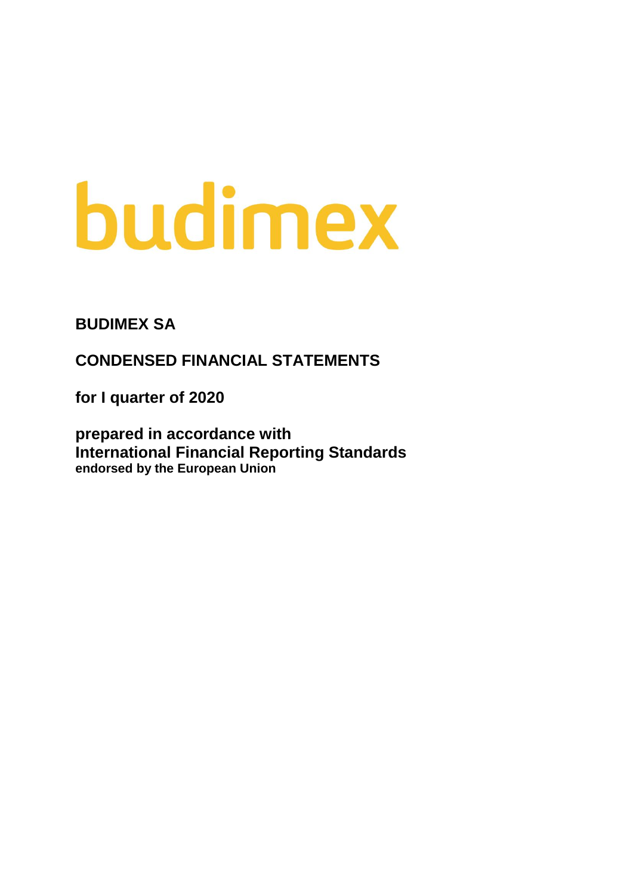budimex

**BUDIMEX SA**

**CONDENSED FINANCIAL STATEMENTS**

**for I quarter of 2020**

**prepared in accordance with**
**International Financial Reporting Standards**
**endorsed by the European Union**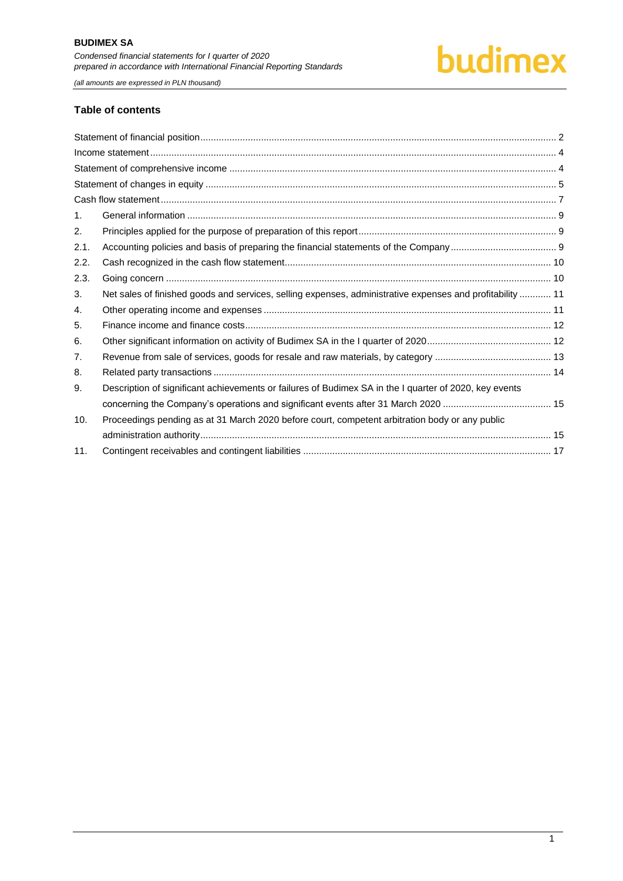## Table of contents

| | | |
|---|---|---|
| Statement of financial position | | 2 |
| Income statement | | 4 |
| Statement of comprehensive income | | 4 |
| Statement of changes in equity | | 5 |
| Cash flow statement | | 7 |
| 1. | General information | 9 |
| 2. | Principles applied for the purpose of preparation of this report | 9 |
| 2.1. | Accounting policies and basis of preparing the financial statements of the Company | 9 |
| 2.2. | Cash recognized in the cash flow statement | 10 |
| 2.3. | Going concern | 10 |
| 3. | Net sales of finished goods and services, selling expenses, administrative expenses and profitability | 11 |
| 4. | Other operating income and expenses | 11 |
| 5. | Finance income and finance costs | 12 |
| 6. | Other significant information on activity of Budimex SA in the I quarter of 2020 | 12 |
| 7. | Revenue from sale of services, goods for resale and raw materials, by category | 13 |
| 8. | Related party transactions | 14 |
| 9. | Description of significant achievements or failures of Budimex SA in the I quarter of 2020, key events concerning the Company's operations and significant events after 31 March 2020 | 15 |
| 10. | Proceedings pending as at 31 March 2020 before court, competent arbitration body or any public administration authority | 15 |
| 11. | Contingent receivables and contingent liabilities | 17 |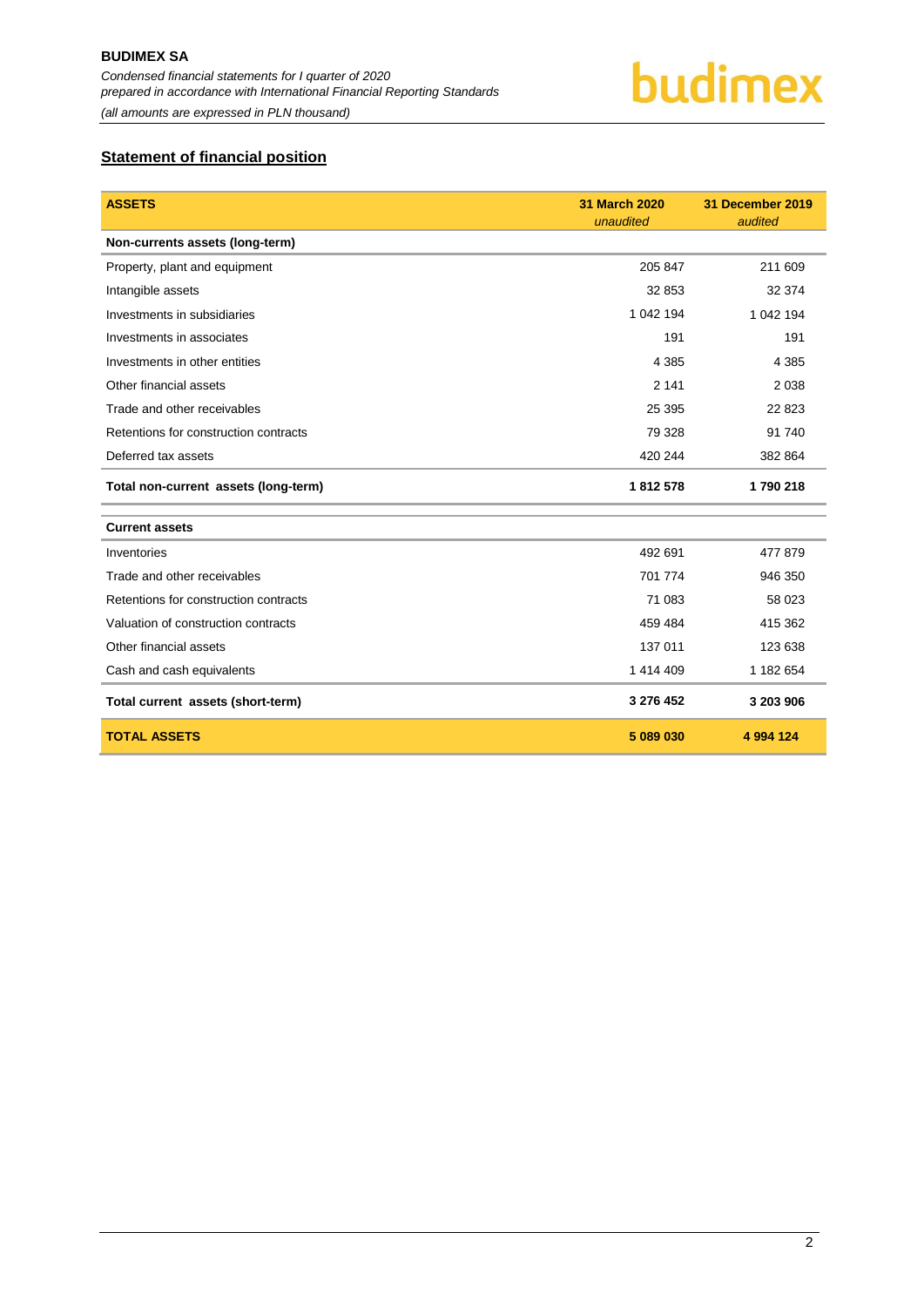## Statement of financial position

| ASSETS | 31 March 2020 *unaudited* | 31 December 2019 *audited* |
|---|---|---|
| **Non-currents assets (long-term)** | | |
| Property, plant and equipment | 205 847 | 211 609 |
| Intangible assets | 32 853 | 32 374 |
| Investments in subsidiaries | 1 042 194 | 1 042 194 |
| Investments in associates | 191 | 191 |
| Investments in other entities | 4 385 | 4 385 |
| Other financial assets | 2 141 | 2 038 |
| Trade and other receivables | 25 395 | 22 823 |
| Retentions for construction contracts | 79 328 | 91 740 |
| Deferred tax assets | 420 244 | 382 864 |
| **Total non-current assets (long-term)** | **1 812 578** | **1 790 218** |
| **Current assets** | | |
| Inventories | 492 691 | 477 879 |
| Trade and other receivables | 701 774 | 946 350 |
| Retentions for construction contracts | 71 083 | 58 023 |
| Valuation of construction contracts | 459 484 | 415 362 |
| Other financial assets | 137 011 | 123 638 |
| Cash and cash equivalents | 1 414 409 | 1 182 654 |
| **Total current assets (short-term)** | **3 276 452** | **3 203 906** |
| **TOTAL ASSETS** | **5 089 030** | **4 994 124** |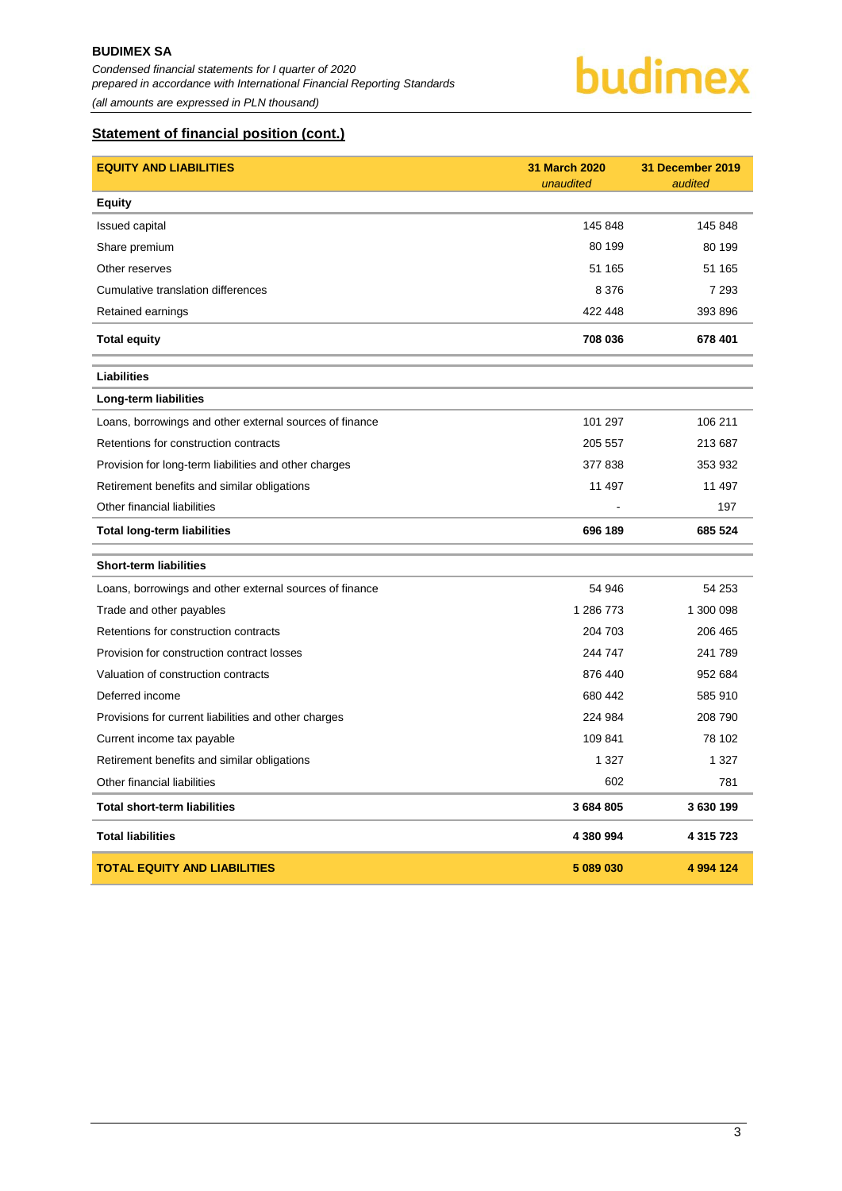## Statement of financial position (cont.)

| EQUITY AND LIABILITIES | 31 March 2020 *unaudited* | 31 December 2019 *audited* |
|---|---|---|
| **Equity** | | |
| Issued capital | 145 848 | 145 848 |
| Share premium | 80 199 | 80 199 |
| Other reserves | 51 165 | 51 165 |
| Cumulative translation differences | 8 376 | 7 293 |
| Retained earnings | 422 448 | 393 896 |
| **Total equity** | **708 036** | **678 401** |
| **Liabilities** | | |
| **Long-term liabilities** | | |
| Loans, borrowings and other external sources of finance | 101 297 | 106 211 |
| Retentions for construction contracts | 205 557 | 213 687 |
| Provision for long-term liabilities and other charges | 377 838 | 353 932 |
| Retirement benefits and similar obligations | 11 497 | 11 497 |
| Other financial liabilities | - | 197 |
| **Total long-term liabilities** | **696 189** | **685 524** |
| **Short-term liabilities** | | |
| Loans, borrowings and other external sources of finance | 54 946 | 54 253 |
| Trade and other payables | 1 286 773 | 1 300 098 |
| Retentions for construction contracts | 204 703 | 206 465 |
| Provision for construction contract losses | 244 747 | 241 789 |
| Valuation of construction contracts | 876 440 | 952 684 |
| Deferred income | 680 442 | 585 910 |
| Provisions for current liabilities and other charges | 224 984 | 208 790 |
| Current income tax payable | 109 841 | 78 102 |
| Retirement benefits and similar obligations | 1 327 | 1 327 |
| Other financial liabilities | 602 | 781 |
| **Total short-term liabilities** | **3 684 805** | **3 630 199** |
| **Total liabilities** | **4 380 994** | **4 315 723** |
| **TOTAL EQUITY AND LIABILITIES** | **5 089 030** | **4 994 124** |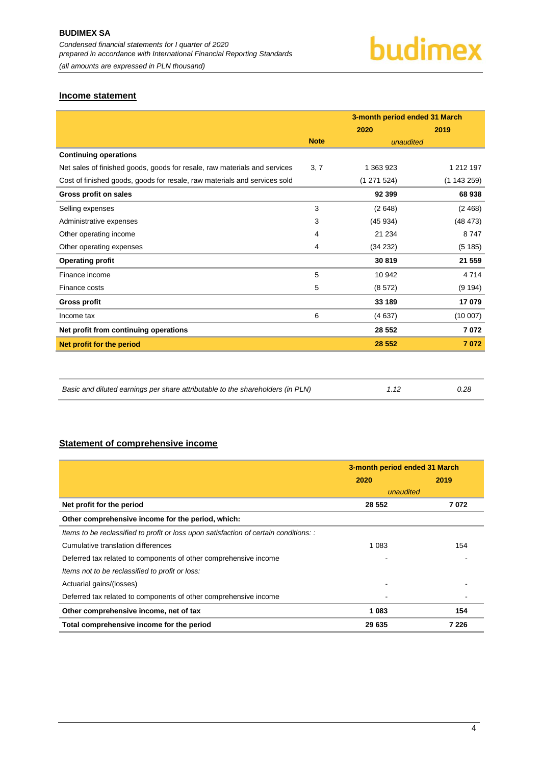## Income statement

| | | 3-month period ended 31 March | |
|---|---|---|---|
| | | 2020 | 2019 |
| | Note | unaudited | |
| **Continuing operations** | | | |
| Net sales of finished goods, goods for resale, raw materials and services | 3, 7 | 1 363 923 | 1 212 197 |
| Cost of finished goods, goods for resale, raw materials and services sold | | (1 271 524) | (1 143 259) |
| **Gross profit on sales** | | **92 399** | **68 938** |
| Selling expenses | 3 | (2 648) | (2 468) |
| Administrative expenses | 3 | (45 934) | (48 473) |
| Other operating income | 4 | 21 234 | 8 747 |
| Other operating expenses | 4 | (34 232) | (5 185) |
| **Operating profit** | | **30 819** | **21 559** |
| Finance income | 5 | 10 942 | 4 714 |
| Finance costs | 5 | (8 572) | (9 194) |
| **Gross profit** | | **33 189** | **17 079** |
| Income tax | 6 | (4 637) | (10 007) |
| **Net profit from continuing operations** | | **28 552** | **7 072** |
| **Net profit for the period** | | **28 552** | **7 072** |

| | | |
|---|---|---|
| *Basic and diluted earnings per share attributable to the shareholders (in PLN)* | *1.12* | *0.28* |

## Statement of comprehensive income

| | 3-month period ended 31 March | |
|---|---|---|
| | 2020 | 2019 |
| | unaudited | |
| **Net profit for the period** | **28 552** | **7 072** |
| **Other comprehensive income for the period, which:** | | |
| *Items to be reclassified to profit or loss upon satisfaction of certain conditions: :* | | |
| Cumulative translation differences | 1 083 | 154 |
| Deferred tax related to components of other comprehensive income | - | - |
| *Items not to be reclassified to profit or loss:* | | |
| Actuarial gains/(losses) | - | - |
| Deferred tax related to components of other comprehensive income | - | - |
| **Other comprehensive income, net of tax** | **1 083** | **154** |
| **Total comprehensive income for the period** | **29 635** | **7 226** |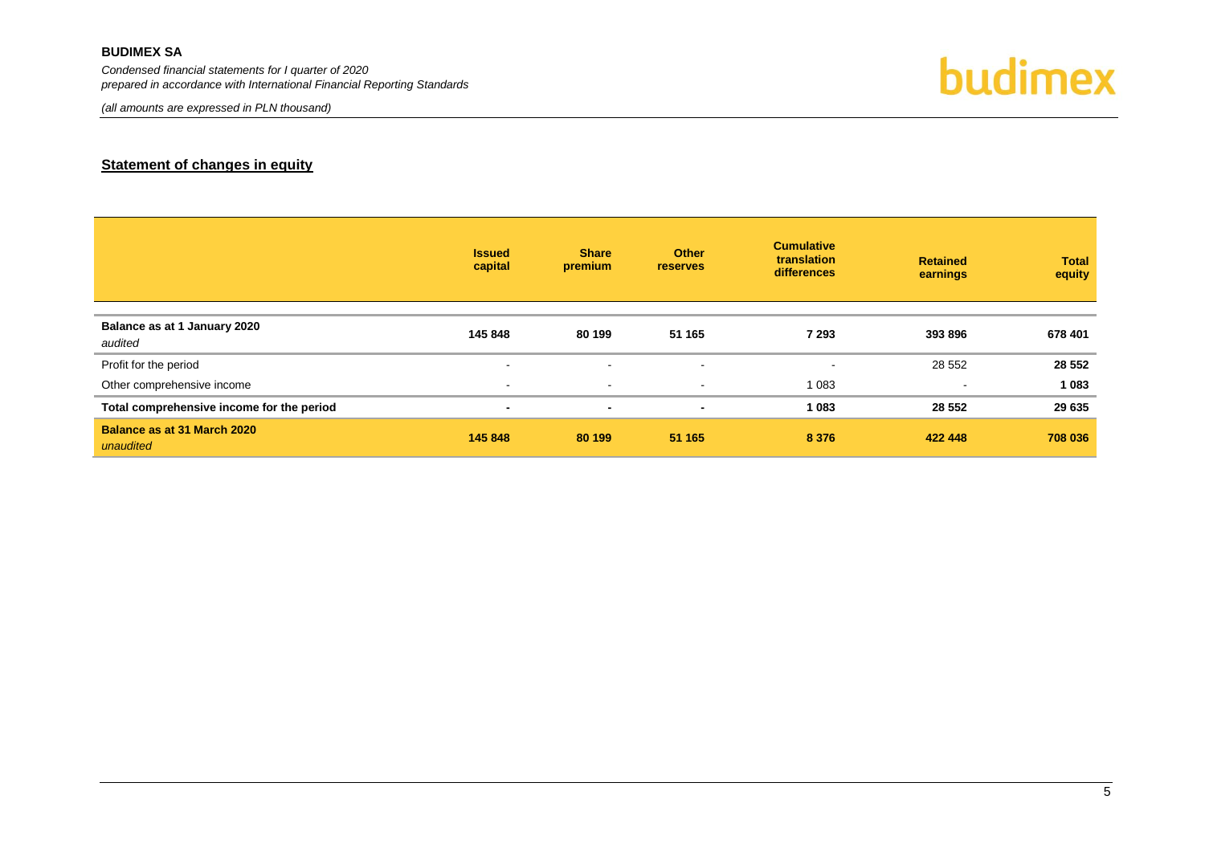## Statement of changes in equity

| | Issued capital | Share premium | Other reserves | Cumulative translation differences | Retained earnings | Total equity |
|---|---|---|---|---|---|---|
| **Balance as at 1 January 2020** *audited* | **145 848** | **80 199** | **51 165** | **7 293** | **393 896** | **678 401** |
| Profit for the period | - | - | - | - | 28 552 | **28 552** |
| Other comprehensive income | - | - | - | 1 083 | - | **1 083** |
| **Total comprehensive income for the period** | **-** | **-** | **-** | **1 083** | **28 552** | **29 635** |
| **Balance as at 31 March 2020** *unaudited* | **145 848** | **80 199** | **51 165** | **8 376** | **422 448** | **708 036** |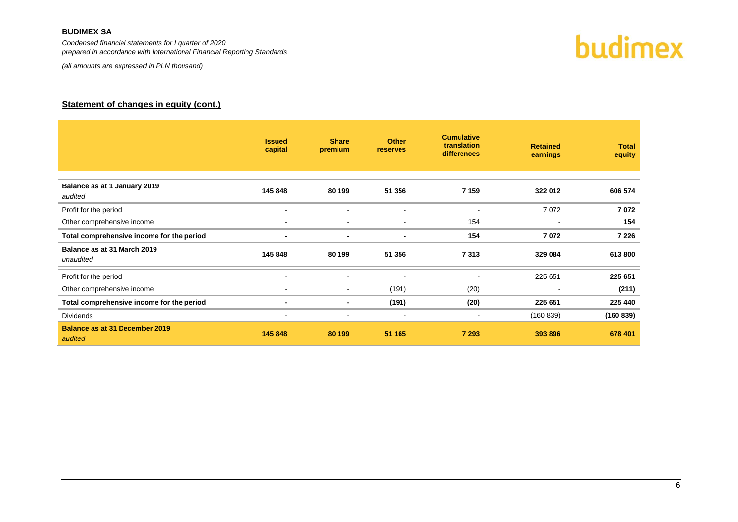## Statement of changes in equity (cont.)

| | Issued capital | Share premium | Other reserves | Cumulative translation differences | Retained earnings | Total equity |
|---|---|---|---|---|---|---|
| **Balance as at 1 January 2019** *audited* | **145 848** | **80 199** | **51 356** | **7 159** | **322 012** | **606 574** |
| Profit for the period | - | - | - | - | 7 072 | **7 072** |
| Other comprehensive income | - | - | - | 154 | - | **154** |
| **Total comprehensive income for the period** | **-** | **-** | **-** | **154** | **7 072** | **7 226** |
| **Balance as at 31 March 2019** *unaudited* | **145 848** | **80 199** | **51 356** | **7 313** | **329 084** | **613 800** |
| Profit for the period | - | - | - | - | 225 651 | **225 651** |
| Other comprehensive income | - | - | (191) | (20) | - | **(211)** |
| **Total comprehensive income for the period** | **-** | **-** | **(191)** | **(20)** | **225 651** | **225 440** |
| Dividends | - | - | - | - | (160 839) | **(160 839)** |
| **Balance as at 31 December 2019** *audited* | **145 848** | **80 199** | **51 165** | **7 293** | **393 896** | **678 401** |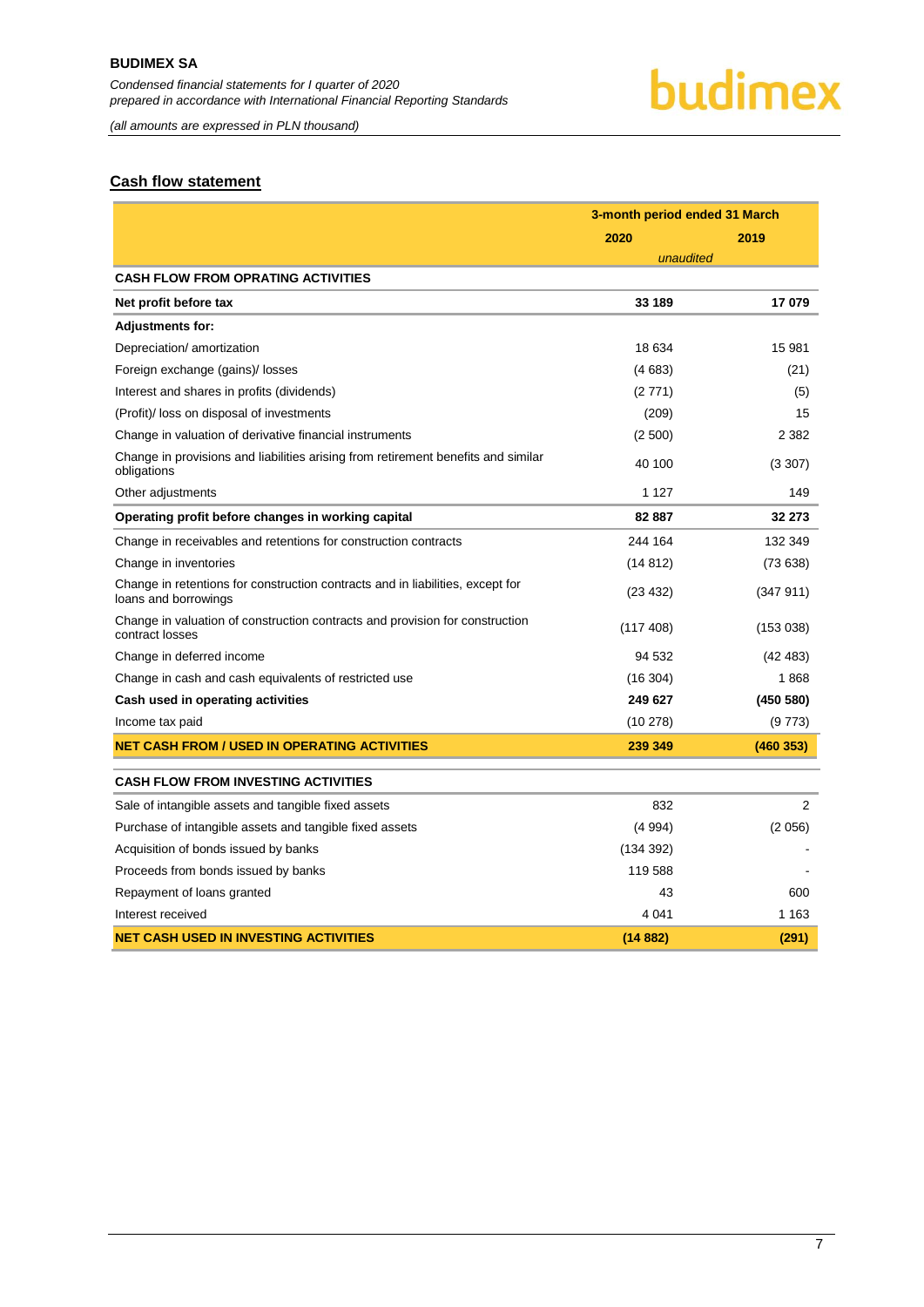## Cash flow statement

| | 3-month period ended 31 March | |
|---|---|---|
| | 2020 | 2019 |
| | *unaudited* | |
| **CASH FLOW FROM OPRATING ACTIVITIES** | | |
| **Net profit before tax** | **33 189** | **17 079** |
| **Adjustments for:** | | |
| Depreciation/ amortization | 18 634 | 15 981 |
| Foreign exchange (gains)/ losses | (4 683) | (21) |
| Interest and shares in profits (dividends) | (2 771) | (5) |
| (Profit)/ loss on disposal of investments | (209) | 15 |
| Change in valuation of derivative financial instruments | (2 500) | 2 382 |
| Change in provisions and liabilities arising from retirement benefits and similar obligations | 40 100 | (3 307) |
| Other adjustments | 1 127 | 149 |
| **Operating profit before changes in working capital** | **82 887** | **32 273** |
| Change in receivables and retentions for construction contracts | 244 164 | 132 349 |
| Change in inventories | (14 812) | (73 638) |
| Change in retentions for construction contracts and in liabilities, except for loans and borrowings | (23 432) | (347 911) |
| Change in valuation of construction contracts and provision for construction contract losses | (117 408) | (153 038) |
| Change in deferred income | 94 532 | (42 483) |
| Change in cash and cash equivalents of restricted use | (16 304) | 1 868 |
| **Cash used in operating activities** | **249 627** | **(450 580)** |
| Income tax paid | (10 278) | (9 773) |
| **NET CASH FROM / USED IN OPERATING ACTIVITIES** | **239 349** | **(460 353)** |
| **CASH FLOW FROM INVESTING ACTIVITIES** | | |
| Sale of intangible assets and tangible fixed assets | 832 | 2 |
| Purchase of intangible assets and tangible fixed assets | (4 994) | (2 056) |
| Acquisition of bonds issued by banks | (134 392) | - |
| Proceeds from bonds issued by banks | 119 588 | - |
| Repayment of loans granted | 43 | 600 |
| Interest received | 4 041 | 1 163 |
| **NET CASH USED IN INVESTING ACTIVITIES** | **(14 882)** | **(291)** |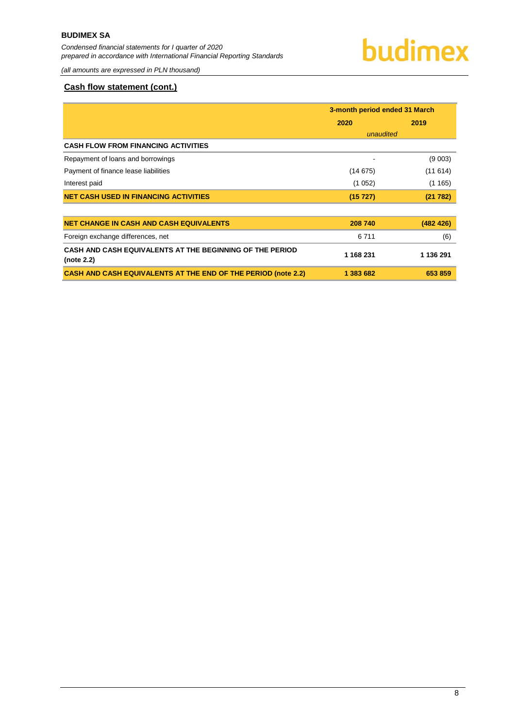## Cash flow statement (cont.)

| | 3-month period ended 31 March | |
|---|---|---|
| | 2020 | 2019 |
| | *unaudited* | |
| **CASH FLOW FROM FINANCING ACTIVITIES** | | |
| Repayment of loans and borrowings | - | (9 003) |
| Payment of finance lease liabilities | (14 675) | (11 614) |
| Interest paid | (1 052) | (1 165) |
| **NET CASH USED IN FINANCING ACTIVITIES** | **(15 727)** | **(21 782)** |
| | | |
| **NET CHANGE IN CASH AND CASH EQUIVALENTS** | **208 740** | **(482 426)** |
| Foreign exchange differences, net | 6 711 | (6) |
| **CASH AND CASH EQUIVALENTS AT THE BEGINNING OF THE PERIOD (note 2.2)** | **1 168 231** | **1 136 291** |
| **CASH AND CASH EQUIVALENTS AT THE END OF THE PERIOD (note 2.2)** | **1 383 682** | **653 859** |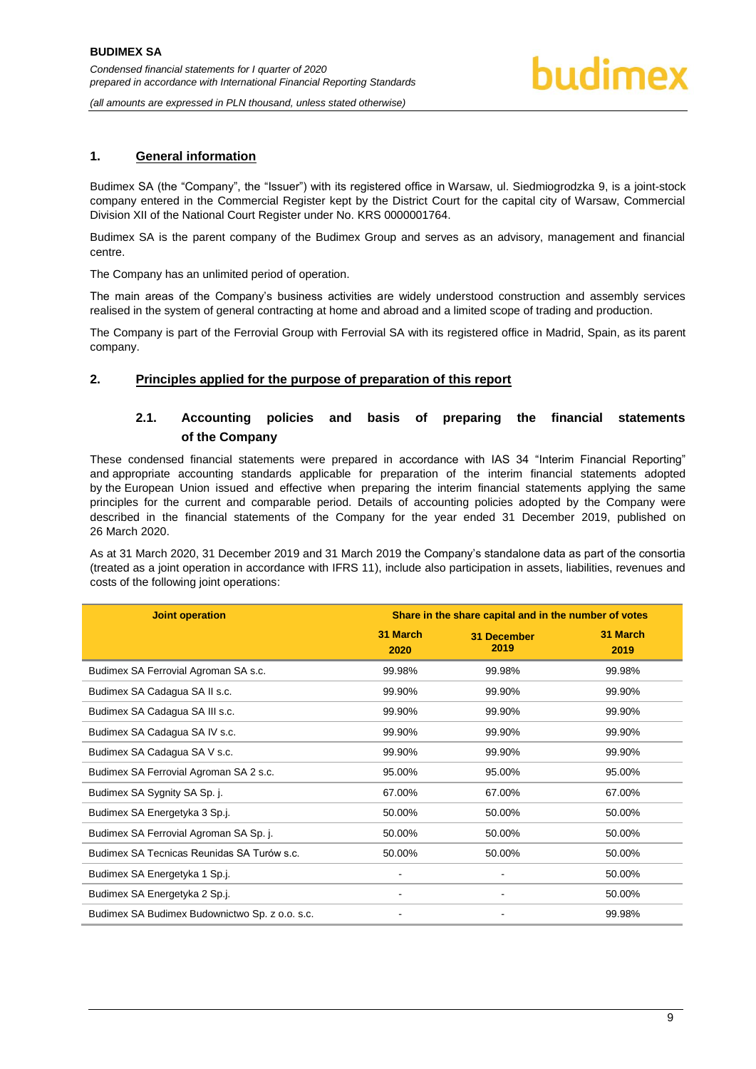## 1. General information

Budimex SA (the "Company", the "Issuer") with its registered office in Warsaw, ul. Siedmiogrodzka 9, is a joint-stock company entered in the Commercial Register kept by the District Court for the capital city of Warsaw, Commercial Division XII of the National Court Register under No. KRS 0000001764.

Budimex SA is the parent company of the Budimex Group and serves as an advisory, management and financial centre.

The Company has an unlimited period of operation.

The main areas of the Company's business activities are widely understood construction and assembly services realised in the system of general contracting at home and abroad and a limited scope of trading and production.

The Company is part of the Ferrovial Group with Ferrovial SA with its registered office in Madrid, Spain, as its parent company.

## 2. Principles applied for the purpose of preparation of this report

### 2.1. Accounting policies and basis of preparing the financial statements of the Company

These condensed financial statements were prepared in accordance with IAS 34 "Interim Financial Reporting" and appropriate accounting standards applicable for preparation of the interim financial statements adopted by the European Union issued and effective when preparing the interim financial statements applying the same principles for the current and comparable period. Details of accounting policies adopted by the Company were described in the financial statements of the Company for the year ended 31 December 2019, published on 26 March 2020.

As at 31 March 2020, 31 December 2019 and 31 March 2019 the Company's standalone data as part of the consortia (treated as a joint operation in accordance with IFRS 11), include also participation in assets, liabilities, revenues and costs of the following joint operations:

| Joint operation | Share in the share capital and in the number of votes | | |
|---|---|---|---|
| | 31 March 2020 | 31 December 2019 | 31 March 2019 |
| Budimex SA Ferrovial Agroman SA s.c. | 99.98% | 99.98% | 99.98% |
| Budimex SA Cadagua SA II s.c. | 99.90% | 99.90% | 99.90% |
| Budimex SA Cadagua SA III s.c. | 99.90% | 99.90% | 99.90% |
| Budimex SA Cadagua SA IV s.c. | 99.90% | 99.90% | 99.90% |
| Budimex SA Cadagua SA V s.c. | 99.90% | 99.90% | 99.90% |
| Budimex SA Ferrovial Agroman SA 2 s.c. | 95.00% | 95.00% | 95.00% |
| Budimex SA Sygnity SA Sp. j. | 67.00% | 67.00% | 67.00% |
| Budimex SA Energetyka 3 Sp.j. | 50.00% | 50.00% | 50.00% |
| Budimex SA Ferrovial Agroman SA Sp. j. | 50.00% | 50.00% | 50.00% |
| Budimex SA Tecnicas Reunidas SA Turów s.c. | 50.00% | 50.00% | 50.00% |
| Budimex SA Energetyka 1 Sp.j. | - | - | 50.00% |
| Budimex SA Energetyka 2 Sp.j. | - | - | 50.00% |
| Budimex SA Budimex Budownictwo Sp. z o.o. s.c. | - | - | 99.98% |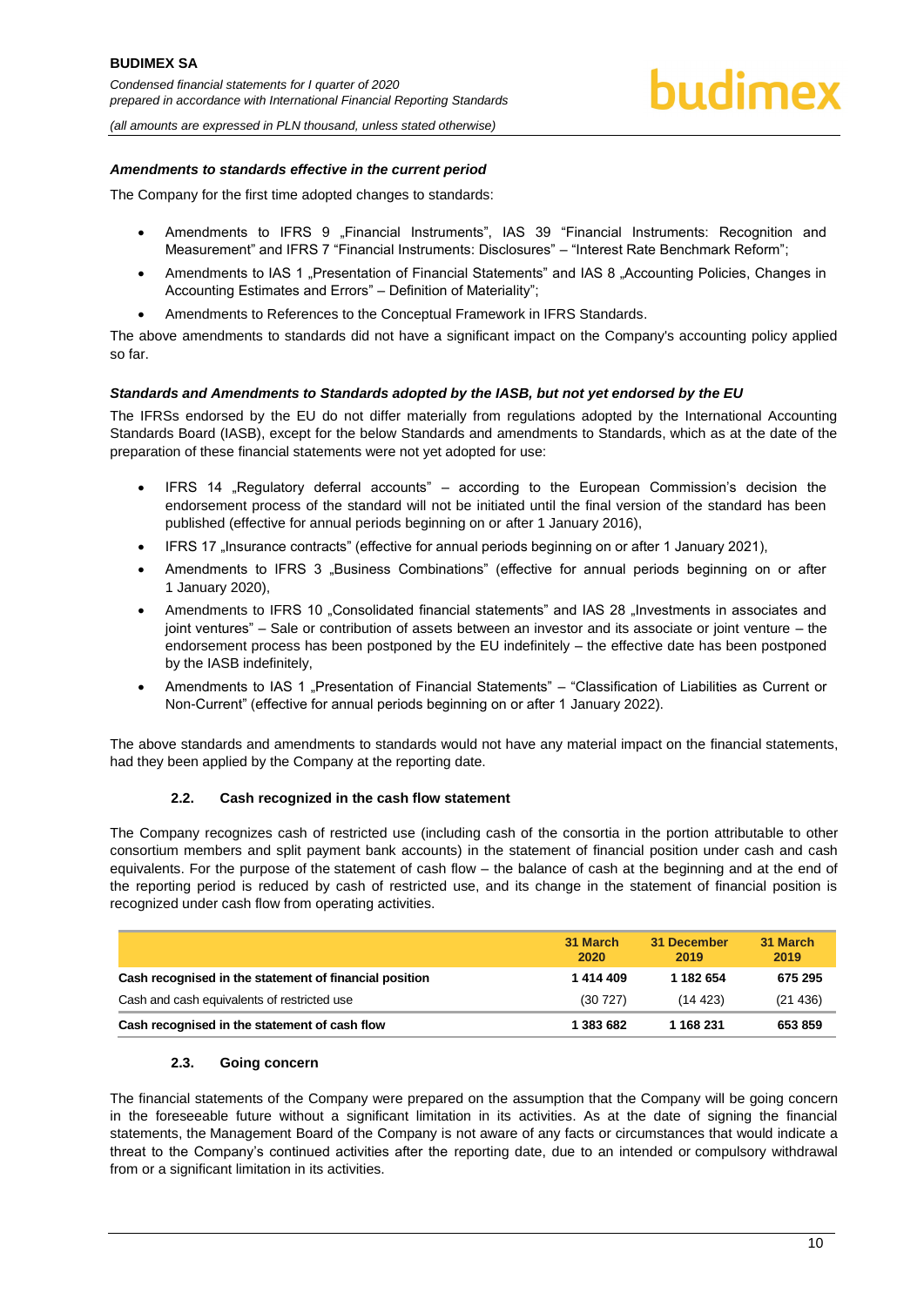#### *Amendments to standards effective in the current period*

The Company for the first time adopted changes to standards:

- Amendments to IFRS 9 „Financial Instruments", IAS 39 "Financial Instruments: Recognition and Measurement" and IFRS 7 "Financial Instruments: Disclosures" – "Interest Rate Benchmark Reform";
- Amendments to IAS 1 „Presentation of Financial Statements" and IAS 8 „Accounting Policies, Changes in Accounting Estimates and Errors" – Definition of Materiality";
- Amendments to References to the Conceptual Framework in IFRS Standards.

The above amendments to standards did not have a significant impact on the Company's accounting policy applied so far.

#### *Standards and Amendments to Standards adopted by the IASB, but not yet endorsed by the EU*

The IFRSs endorsed by the EU do not differ materially from regulations adopted by the International Accounting Standards Board (IASB), except for the below Standards and amendments to Standards, which as at the date of the preparation of these financial statements were not yet adopted for use:

- IFRS 14 „Regulatory deferral accounts" – according to the European Commission's decision the endorsement process of the standard will not be initiated until the final version of the standard has been published (effective for annual periods beginning on or after 1 January 2016),
- IFRS 17 „Insurance contracts" (effective for annual periods beginning on or after 1 January 2021),
- Amendments to IFRS 3 „Business Combinations" (effective for annual periods beginning on or after 1 January 2020),
- Amendments to IFRS 10 „Consolidated financial statements" and IAS 28 „Investments in associates and joint ventures" – Sale or contribution of assets between an investor and its associate or joint venture – the endorsement process has been postponed by the EU indefinitely – the effective date has been postponed by the IASB indefinitely,
- Amendments to IAS 1 „Presentation of Financial Statements" – "Classification of Liabilities as Current or Non-Current" (effective for annual periods beginning on or after 1 January 2022).

The above standards and amendments to standards would not have any material impact on the financial statements, had they been applied by the Company at the reporting date.

### 2.2. Cash recognized in the cash flow statement

The Company recognizes cash of restricted use (including cash of the consortia in the portion attributable to other consortium members and split payment bank accounts) in the statement of financial position under cash and cash equivalents. For the purpose of the statement of cash flow – the balance of cash at the beginning and at the end of the reporting period is reduced by cash of restricted use, and its change in the statement of financial position is recognized under cash flow from operating activities.

| | 31 March 2020 | 31 December 2019 | 31 March 2019 |
|---|---|---|---|
| **Cash recognised in the statement of financial position** | **1 414 409** | **1 182 654** | **675 295** |
| Cash and cash equivalents of restricted use | (30 727) | (14 423) | (21 436) |
| **Cash recognised in the statement of cash flow** | **1 383 682** | **1 168 231** | **653 859** |

### 2.3. Going concern

The financial statements of the Company were prepared on the assumption that the Company will be going concern in the foreseeable future without a significant limitation in its activities. As at the date of signing the financial statements, the Management Board of the Company is not aware of any facts or circumstances that would indicate a threat to the Company's continued activities after the reporting date, due to an intended or compulsory withdrawal from or a significant limitation in its activities.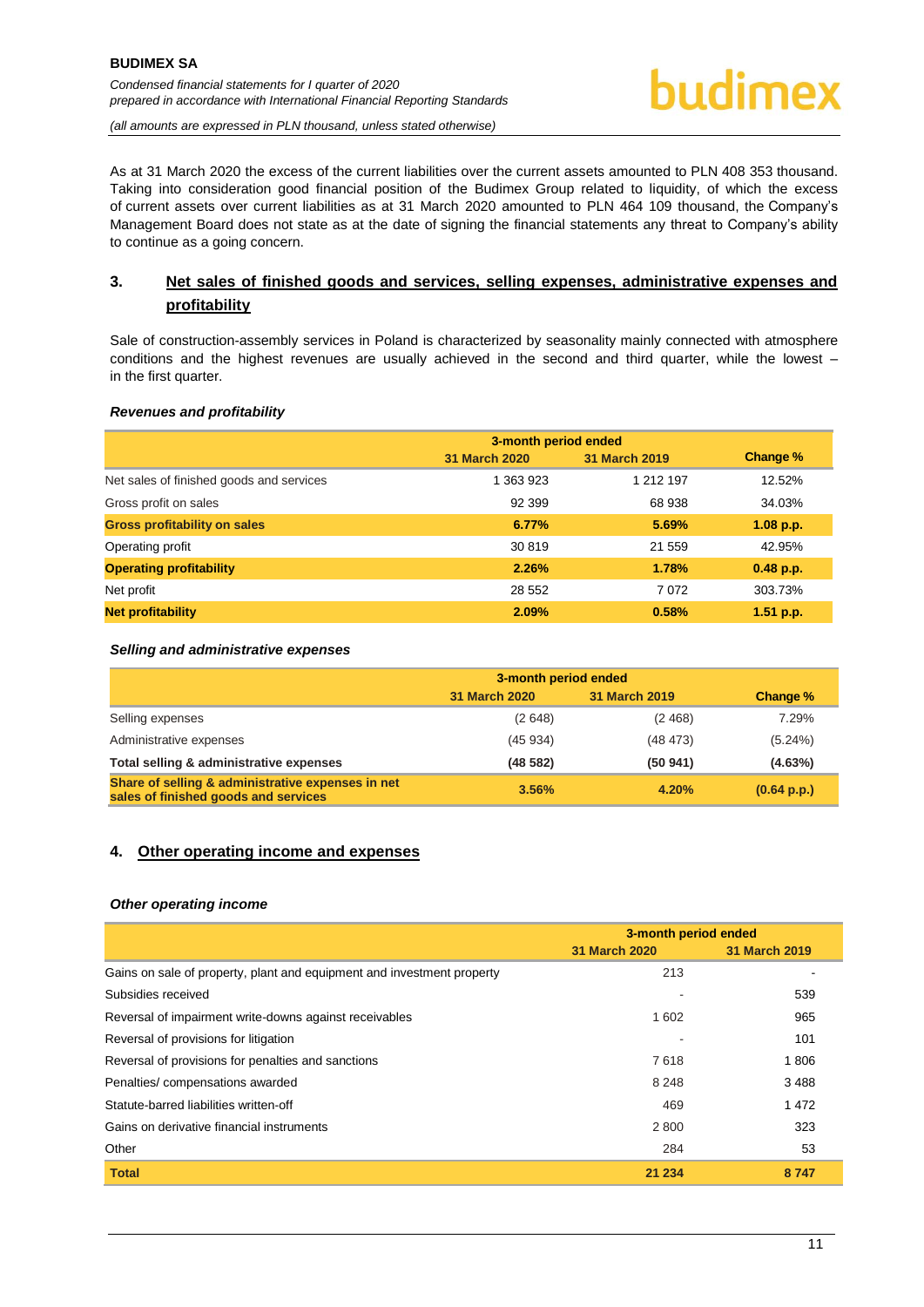As at 31 March 2020 the excess of the current liabilities over the current assets amounted to PLN 408 353 thousand. Taking into consideration good financial position of the Budimex Group related to liquidity, of which the excess of current assets over current liabilities as at 31 March 2020 amounted to PLN 464 109 thousand, the Company's Management Board does not state as at the date of signing the financial statements any threat to Company's ability to continue as a going concern.

## 3. Net sales of finished goods and services, selling expenses, administrative expenses and profitability

Sale of construction-assembly services in Poland is characterized by seasonality mainly connected with atmosphere conditions and the highest revenues are usually achieved in the second and third quarter, while the lowest – in the first quarter.

### *Revenues and profitability*

| | 3-month period ended | | |
|---|---|---|---|
| | 31 March 2020 | 31 March 2019 | Change % |
| Net sales of finished goods and services | 1 363 923 | 1 212 197 | 12.52% |
| Gross profit on sales | 92 399 | 68 938 | 34.03% |
| **Gross profitability on sales** | **6.77%** | **5.69%** | **1.08 p.p.** |
| Operating profit | 30 819 | 21 559 | 42.95% |
| **Operating profitability** | **2.26%** | **1.78%** | **0.48 p.p.** |
| Net profit | 28 552 | 7 072 | 303.73% |
| **Net profitability** | **2.09%** | **0.58%** | **1.51 p.p.** |

### *Selling and administrative expenses*

| | 3-month period ended | | |
|---|---|---|---|
| | 31 March 2020 | 31 March 2019 | Change % |
| Selling expenses | (2 648) | (2 468) | 7.29% |
| Administrative expenses | (45 934) | (48 473) | (5.24%) |
| **Total selling & administrative expenses** | **(48 582)** | **(50 941)** | **(4.63%)** |
| **Share of selling & administrative expenses in net sales of finished goods and services** | **3.56%** | **4.20%** | **(0.64 p.p.)** |

## 4. Other operating income and expenses

### *Other operating income*

| | 3-month period ended | |
|---|---|---|
| | 31 March 2020 | 31 March 2019 |
| Gains on sale of property, plant and equipment and investment property | 213 | - |
| Subsidies received | - | 539 |
| Reversal of impairment write-downs against receivables | 1 602 | 965 |
| Reversal of provisions for litigation | - | 101 |
| Reversal of provisions for penalties and sanctions | 7 618 | 1 806 |
| Penalties/ compensations awarded | 8 248 | 3 488 |
| Statute-barred liabilities written-off | 469 | 1 472 |
| Gains on derivative financial instruments | 2 800 | 323 |
| Other | 284 | 53 |
| **Total** | **21 234** | **8 747** |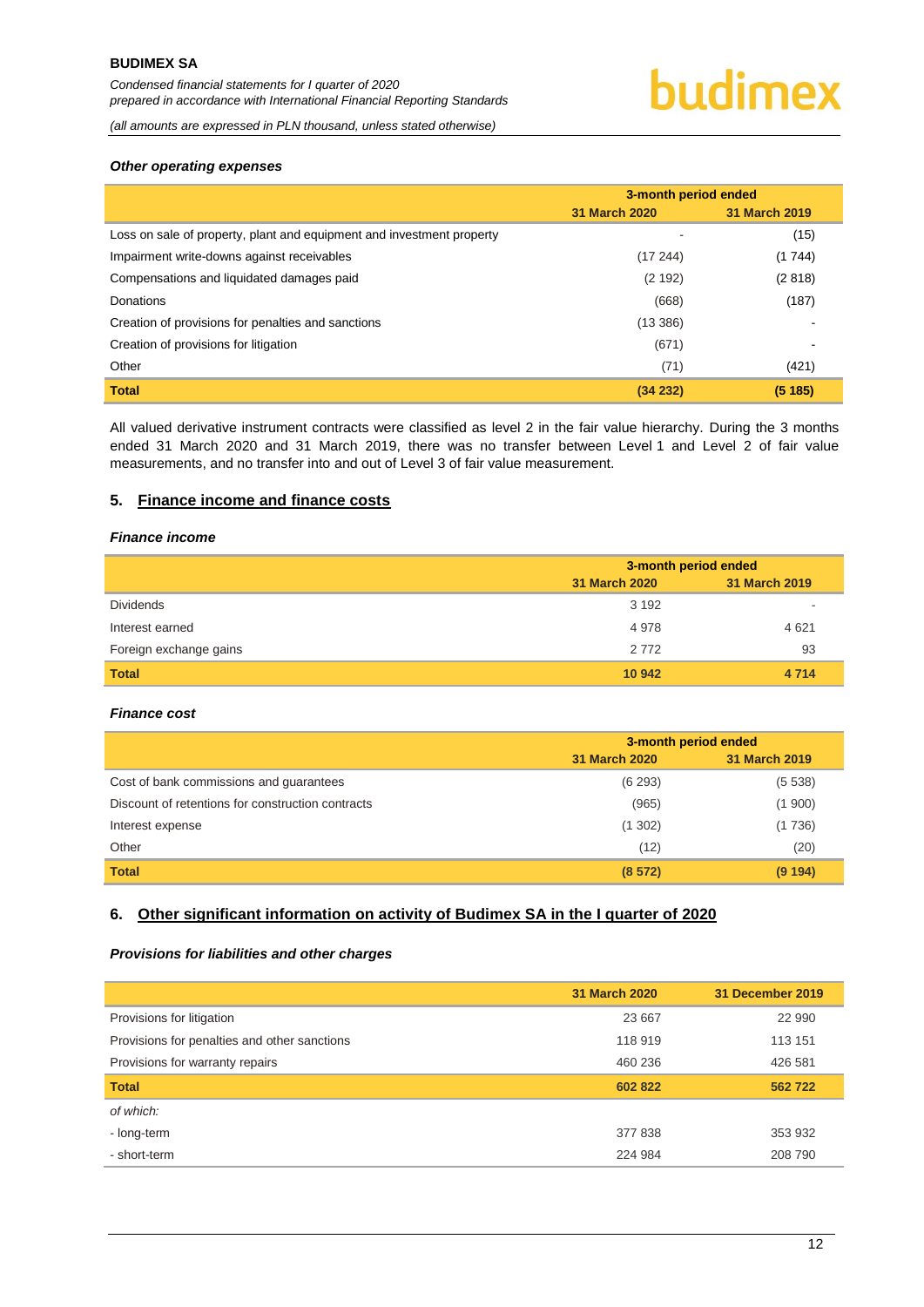### *Other operating expenses*

| | 3-month period ended | |
|---|---|---|
| | 31 March 2020 | 31 March 2019 |
| Loss on sale of property, plant and equipment and investment property | - | (15) |
| Impairment write-downs against receivables | (17 244) | (1 744) |
| Compensations and liquidated damages paid | (2 192) | (2 818) |
| Donations | (668) | (187) |
| Creation of provisions for penalties and sanctions | (13 386) | - |
| Creation of provisions for litigation | (671) | - |
| Other | (71) | (421) |
| **Total** | **(34 232)** | **(5 185)** |

All valued derivative instrument contracts were classified as level 2 in the fair value hierarchy. During the 3 months ended 31 March 2020 and 31 March 2019, there was no transfer between Level 1 and Level 2 of fair value measurements, and no transfer into and out of Level 3 of fair value measurement.

## 5. Finance income and finance costs

### *Finance income*

| | 3-month period ended | |
|---|---|---|
| | 31 March 2020 | 31 March 2019 |
| Dividends | 3 192 | - |
| Interest earned | 4 978 | 4 621 |
| Foreign exchange gains | 2 772 | 93 |
| **Total** | **10 942** | **4 714** |

### *Finance cost*

| | 3-month period ended | |
|---|---|---|
| | 31 March 2020 | 31 March 2019 |
| Cost of bank commissions and guarantees | (6 293) | (5 538) |
| Discount of retentions for construction contracts | (965) | (1 900) |
| Interest expense | (1 302) | (1 736) |
| Other | (12) | (20) |
| **Total** | **(8 572)** | **(9 194)** |

## 6. Other significant information on activity of Budimex SA in the I quarter of 2020

### *Provisions for liabilities and other charges*

| | 31 March 2020 | 31 December 2019 |
|---|---|---|
| Provisions for litigation | 23 667 | 22 990 |
| Provisions for penalties and other sanctions | 118 919 | 113 151 |
| Provisions for warranty repairs | 460 236 | 426 581 |
| **Total** | **602 822** | **562 722** |
| *of which:* | | |
| - long-term | 377 838 | 353 932 |
| - short-term | 224 984 | 208 790 |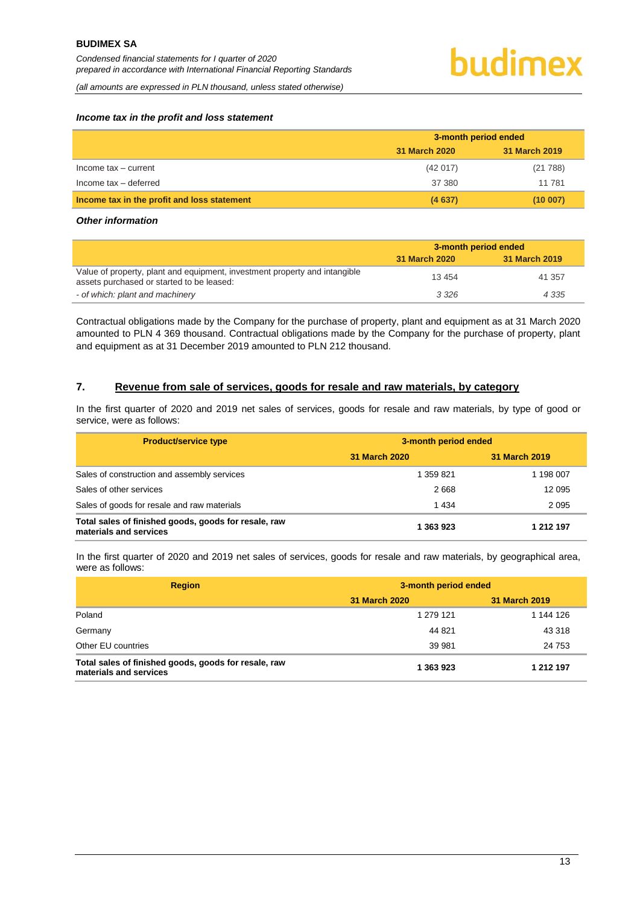### *Income tax in the profit and loss statement*

| | 3-month period ended | |
|---|---|---|
| | **31 March 2020** | **31 March 2019** |
| Income tax – current | (42 017) | (21 788) |
| Income tax – deferred | 37 380 | 11 781 |
| **Income tax in the profit and loss statement** | **(4 637)** | **(10 007)** |

### *Other information*

| | 3-month period ended | |
|---|---|---|
| | **31 March 2020** | **31 March 2019** |
| Value of property, plant and equipment, investment property and intangible assets purchased or started to be leased: | 13 454 | 41 357 |
| *- of which: plant and machinery* | *3 326* | *4 335* |

Contractual obligations made by the Company for the purchase of property, plant and equipment as at 31 March 2020 amounted to PLN 4 369 thousand. Contractual obligations made by the Company for the purchase of property, plant and equipment as at 31 December 2019 amounted to PLN 212 thousand.

## 7. Revenue from sale of services, goods for resale and raw materials, by category

In the first quarter of 2020 and 2019 net sales of services, goods for resale and raw materials, by type of good or service, were as follows:

| Product/service type | 3-month period ended | |
|---|---|---|
| | **31 March 2020** | **31 March 2019** |
| Sales of construction and assembly services | 1 359 821 | 1 198 007 |
| Sales of other services | 2 668 | 12 095 |
| Sales of goods for resale and raw materials | 1 434 | 2 095 |
| **Total sales of finished goods, goods for resale, raw materials and services** | **1 363 923** | **1 212 197** |

In the first quarter of 2020 and 2019 net sales of services, goods for resale and raw materials, by geographical area, were as follows:

| Region | 3-month period ended | |
|---|---|---|
| | **31 March 2020** | **31 March 2019** |
| Poland | 1 279 121 | 1 144 126 |
| Germany | 44 821 | 43 318 |
| Other EU countries | 39 981 | 24 753 |
| **Total sales of finished goods, goods for resale, raw materials and services** | **1 363 923** | **1 212 197** |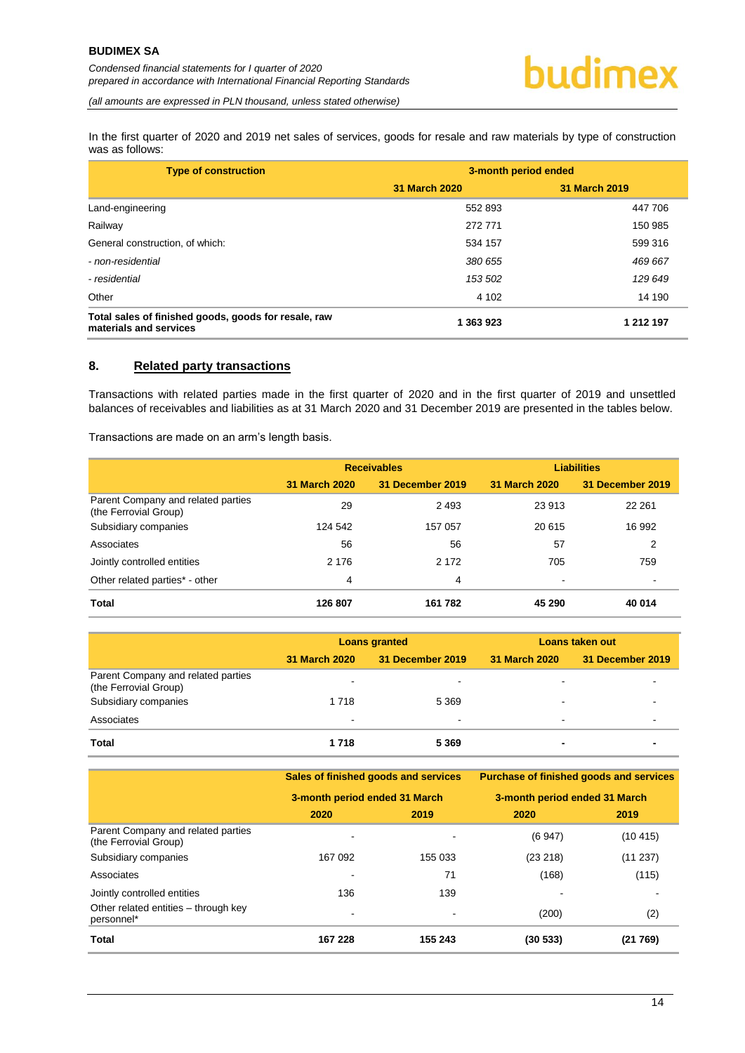In the first quarter of 2020 and 2019 net sales of services, goods for resale and raw materials by type of construction was as follows:

| Type of construction | 3-month period ended | |
|---|---|---|
| | 31 March 2020 | 31 March 2019 |
| Land-engineering | 552 893 | 447 706 |
| Railway | 272 771 | 150 985 |
| General construction, of which: | 534 157 | 599 316 |
| *- non-residential* | *380 655* | *469 667* |
| *- residential* | *153 502* | *129 649* |
| Other | 4 102 | 14 190 |
| **Total sales of finished goods, goods for resale, raw materials and services** | **1 363 923** | **1 212 197** |

## 8. Related party transactions

Transactions with related parties made in the first quarter of 2020 and in the first quarter of 2019 and unsettled balances of receivables and liabilities as at 31 March 2020 and 31 December 2019 are presented in the tables below.

Transactions are made on an arm's length basis.

| | Receivables | | Liabilities | |
|---|---|---|---|---|
| | 31 March 2020 | 31 December 2019 | 31 March 2020 | 31 December 2019 |
| Parent Company and related parties (the Ferrovial Group) | 29 | 2 493 | 23 913 | 22 261 |
| Subsidiary companies | 124 542 | 157 057 | 20 615 | 16 992 |
| Associates | 56 | 56 | 57 | 2 |
| Jointly controlled entities | 2 176 | 2 172 | 705 | 759 |
| Other related parties* - other | 4 | 4 | - | - |
| **Total** | **126 807** | **161 782** | **45 290** | **40 014** |

| | Loans granted | | Loans taken out | |
|---|---|---|---|---|
| | 31 March 2020 | 31 December 2019 | 31 March 2020 | 31 December 2019 |
| Parent Company and related parties (the Ferrovial Group) | - | - | - | - |
| Subsidiary companies | 1 718 | 5 369 | - | - |
| Associates | - | - | - | - |
| **Total** | **1 718** | **5 369** | **-** | **-** |

| | Sales of finished goods and services | | Purchase of finished goods and services | |
|---|---|---|---|---|
| | 3-month period ended 31 March | | 3-month period ended 31 March | |
| | 2020 | 2019 | 2020 | 2019 |
| Parent Company and related parties (the Ferrovial Group) | - | - | (6 947) | (10 415) |
| Subsidiary companies | 167 092 | 155 033 | (23 218) | (11 237) |
| Associates | - | 71 | (168) | (115) |
| Jointly controlled entities | 136 | 139 | - | - |
| Other related entities – through key personnel* | - | - | (200) | (2) |
| **Total** | **167 228** | **155 243** | **(30 533)** | **(21 769)** |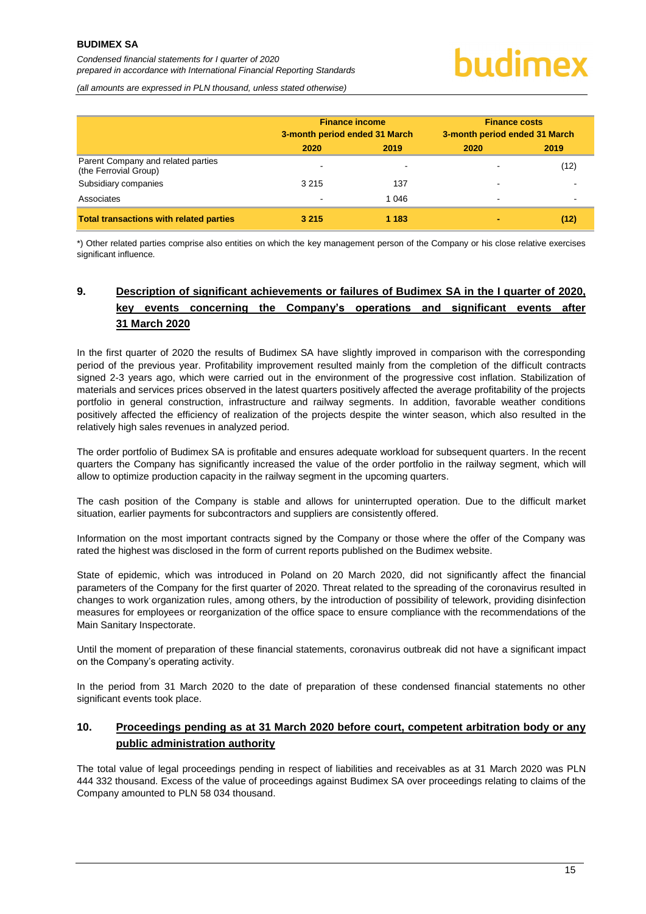| | Finance income 3-month period ended 31 March | | Finance costs 3-month period ended 31 March | |
|---|---|---|---|---|
| | 2020 | 2019 | 2020 | 2019 |
| Parent Company and related parties (the Ferrovial Group) | - | - | - | (12) |
| Subsidiary companies | 3 215 | 137 | - | - |
| Associates | - | 1 046 | - | - |
| **Total transactions with related parties** | **3 215** | **1 183** | **-** | **(12)** |

*) Other related parties comprise also entities on which the key management person of the Company or his close relative exercises significant influence.

## 9. Description of significant achievements or failures of Budimex SA in the I quarter of 2020, key events concerning the Company's operations and significant events after 31 March 2020

In the first quarter of 2020 the results of Budimex SA have slightly improved in comparison with the corresponding period of the previous year. Profitability improvement resulted mainly from the completion of the difficult contracts signed 2-3 years ago, which were carried out in the environment of the progressive cost inflation. Stabilization of materials and services prices observed in the latest quarters positively affected the average profitability of the projects portfolio in general construction, infrastructure and railway segments. In addition, favorable weather conditions positively affected the efficiency of realization of the projects despite the winter season, which also resulted in the relatively high sales revenues in analyzed period.

The order portfolio of Budimex SA is profitable and ensures adequate workload for subsequent quarters. In the recent quarters the Company has significantly increased the value of the order portfolio in the railway segment, which will allow to optimize production capacity in the railway segment in the upcoming quarters.

The cash position of the Company is stable and allows for uninterrupted operation. Due to the difficult market situation, earlier payments for subcontractors and suppliers are consistently offered.

Information on the most important contracts signed by the Company or those where the offer of the Company was rated the highest was disclosed in the form of current reports published on the Budimex website.

State of epidemic, which was introduced in Poland on 20 March 2020, did not significantly affect the financial parameters of the Company for the first quarter of 2020. Threat related to the spreading of the coronavirus resulted in changes to work organization rules, among others, by the introduction of possibility of telework, providing disinfection measures for employees or reorganization of the office space to ensure compliance with the recommendations of the Main Sanitary Inspectorate.

Until the moment of preparation of these financial statements, coronavirus outbreak did not have a significant impact on the Company's operating activity.

In the period from 31 March 2020 to the date of preparation of these condensed financial statements no other significant events took place.

## 10. Proceedings pending as at 31 March 2020 before court, competent arbitration body or any public administration authority

The total value of legal proceedings pending in respect of liabilities and receivables as at 31 March 2020 was PLN 444 332 thousand. Excess of the value of proceedings against Budimex SA over proceedings relating to claims of the Company amounted to PLN 58 034 thousand.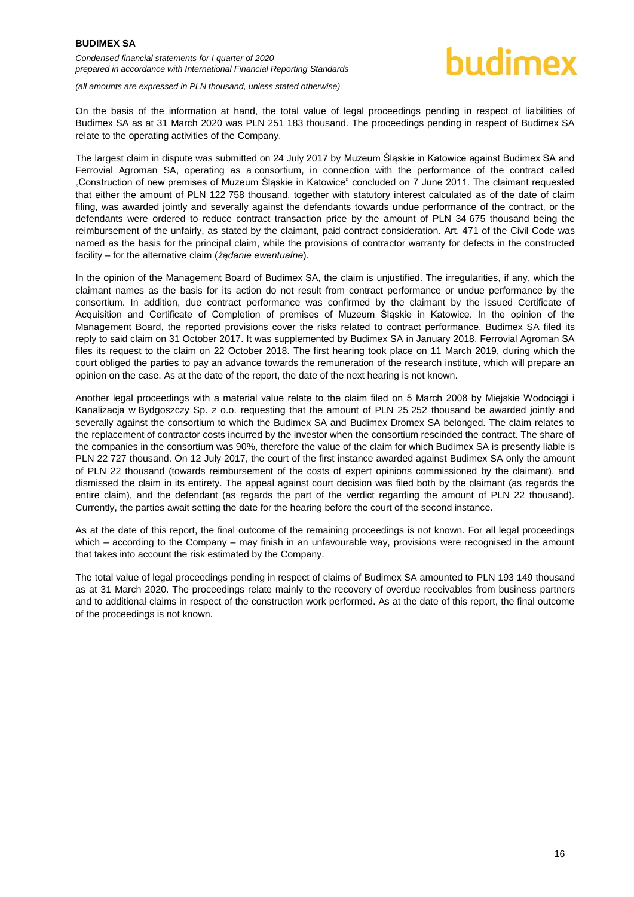On the basis of the information at hand, the total value of legal proceedings pending in respect of liabilities of Budimex SA as at 31 March 2020 was PLN 251 183 thousand. The proceedings pending in respect of Budimex SA relate to the operating activities of the Company.

The largest claim in dispute was submitted on 24 July 2017 by Muzeum Śląskie in Katowice against Budimex SA and Ferrovial Agroman SA, operating as a consortium, in connection with the performance of the contract called „Construction of new premises of Muzeum Śląskie in Katowice" concluded on 7 June 2011. The claimant requested that either the amount of PLN 122 758 thousand, together with statutory interest calculated as of the date of claim filing, was awarded jointly and severally against the defendants towards undue performance of the contract, or the defendants were ordered to reduce contract transaction price by the amount of PLN 34 675 thousand being the reimbursement of the unfairly, as stated by the claimant, paid contract consideration. Art. 471 of the Civil Code was named as the basis for the principal claim, while the provisions of contractor warranty for defects in the constructed facility – for the alternative claim (*żądanie ewentualne*).

In the opinion of the Management Board of Budimex SA, the claim is unjustified. The irregularities, if any, which the claimant names as the basis for its action do not result from contract performance or undue performance by the consortium. In addition, due contract performance was confirmed by the claimant by the issued Certificate of Acquisition and Certificate of Completion of premises of Muzeum Śląskie in Katowice. In the opinion of the Management Board, the reported provisions cover the risks related to contract performance. Budimex SA filed its reply to said claim on 31 October 2017. It was supplemented by Budimex SA in January 2018. Ferrovial Agroman SA files its request to the claim on 22 October 2018. The first hearing took place on 11 March 2019, during which the court obliged the parties to pay an advance towards the remuneration of the research institute, which will prepare an opinion on the case. As at the date of the report, the date of the next hearing is not known.

Another legal proceedings with a material value relate to the claim filed on 5 March 2008 by Miejskie Wodociągi i Kanalizacja w Bydgoszczy Sp. z o.o. requesting that the amount of PLN 25 252 thousand be awarded jointly and severally against the consortium to which the Budimex SA and Budimex Dromex SA belonged. The claim relates to the replacement of contractor costs incurred by the investor when the consortium rescinded the contract. The share of the companies in the consortium was 90%, therefore the value of the claim for which Budimex SA is presently liable is PLN 22 727 thousand. On 12 July 2017, the court of the first instance awarded against Budimex SA only the amount of PLN 22 thousand (towards reimbursement of the costs of expert opinions commissioned by the claimant), and dismissed the claim in its entirety. The appeal against court decision was filed both by the claimant (as regards the entire claim), and the defendant (as regards the part of the verdict regarding the amount of PLN 22 thousand). Currently, the parties await setting the date for the hearing before the court of the second instance.

As at the date of this report, the final outcome of the remaining proceedings is not known. For all legal proceedings which – according to the Company – may finish in an unfavourable way, provisions were recognised in the amount that takes into account the risk estimated by the Company.

The total value of legal proceedings pending in respect of claims of Budimex SA amounted to PLN 193 149 thousand as at 31 March 2020. The proceedings relate mainly to the recovery of overdue receivables from business partners and to additional claims in respect of the construction work performed. As at the date of this report, the final outcome of the proceedings is not known.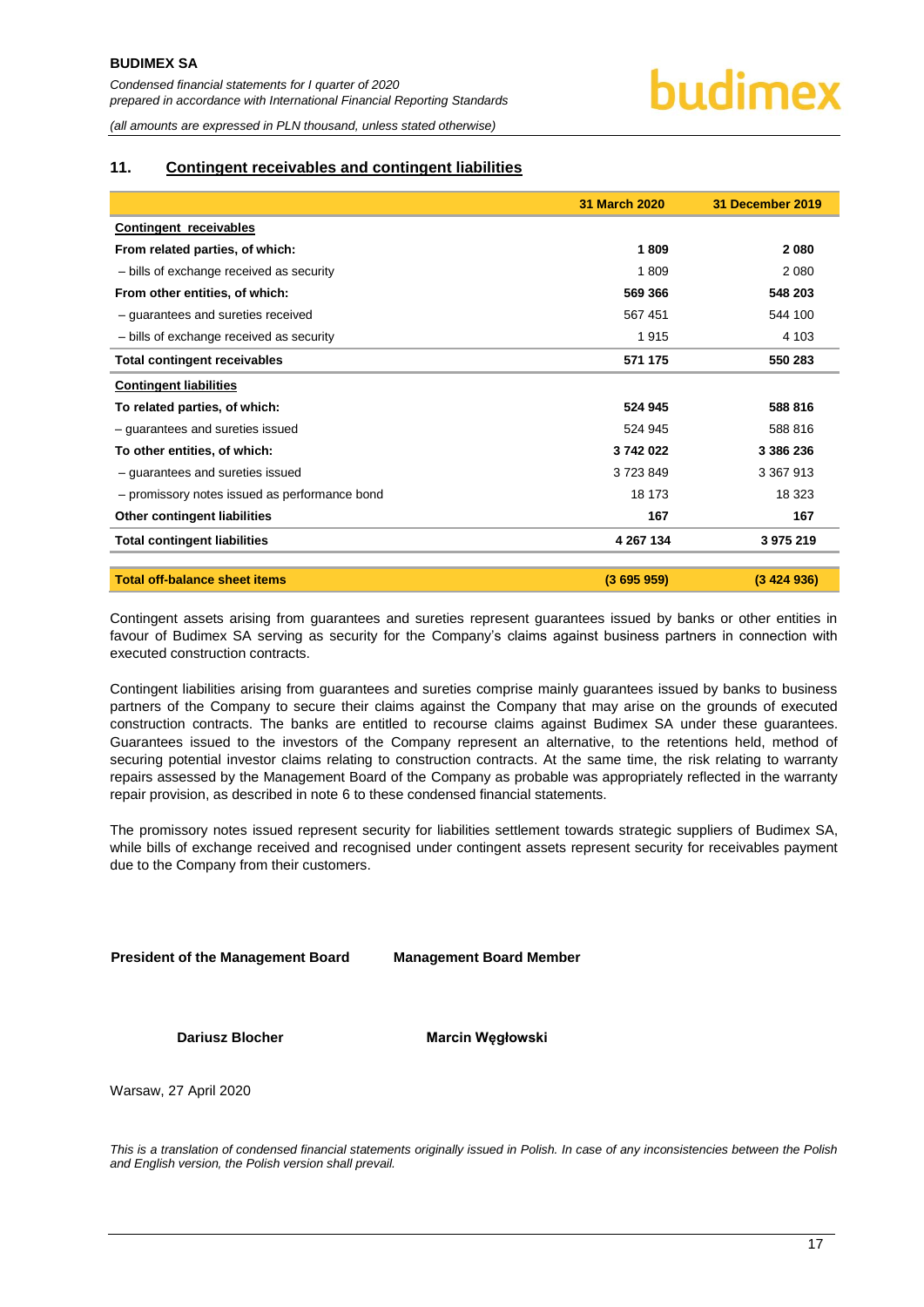## 11. Contingent receivables and contingent liabilities

| | 31 March 2020 | 31 December 2019 |
|---|---|---|
| **Contingent receivables** | | |
| **From related parties, of which:** | **1 809** | **2 080** |
| – bills of exchange received as security | 1 809 | 2 080 |
| **From other entities, of which:** | **569 366** | **548 203** |
| – guarantees and sureties received | 567 451 | 544 100 |
| – bills of exchange received as security | 1 915 | 4 103 |
| **Total contingent receivables** | **571 175** | **550 283** |
| **Contingent liabilities** | | |
| **To related parties, of which:** | **524 945** | **588 816** |
| – guarantees and sureties issued | 524 945 | 588 816 |
| **To other entities, of which:** | **3 742 022** | **3 386 236** |
| – guarantees and sureties issued | 3 723 849 | 3 367 913 |
| – promissory notes issued as performance bond | 18 173 | 18 323 |
| **Other contingent liabilities** | **167** | **167** |
| **Total contingent liabilities** | **4 267 134** | **3 975 219** |
| **Total off-balance sheet items** | **(3 695 959)** | **(3 424 936)** |

Contingent assets arising from guarantees and sureties represent guarantees issued by banks or other entities in favour of Budimex SA serving as security for the Company's claims against business partners in connection with executed construction contracts.

Contingent liabilities arising from guarantees and sureties comprise mainly guarantees issued by banks to business partners of the Company to secure their claims against the Company that may arise on the grounds of executed construction contracts. The banks are entitled to recourse claims against Budimex SA under these guarantees. Guarantees issued to the investors of the Company represent an alternative, to the retentions held, method of securing potential investor claims relating to construction contracts. At the same time, the risk relating to warranty repairs assessed by the Management Board of the Company as probable was appropriately reflected in the warranty repair provision, as described in note 6 to these condensed financial statements.

The promissory notes issued represent security for liabilities settlement towards strategic suppliers of Budimex SA, while bills of exchange received and recognised under contingent assets represent security for receivables payment due to the Company from their customers.

**President of the Management Board** | **Management Board Member**

**Dariusz Blocher** | **Marcin Węgłowski**

Warsaw, 27 April 2020

*This is a translation of condensed financial statements originally issued in Polish. In case of any inconsistencies between the Polish and English version, the Polish version shall prevail.*